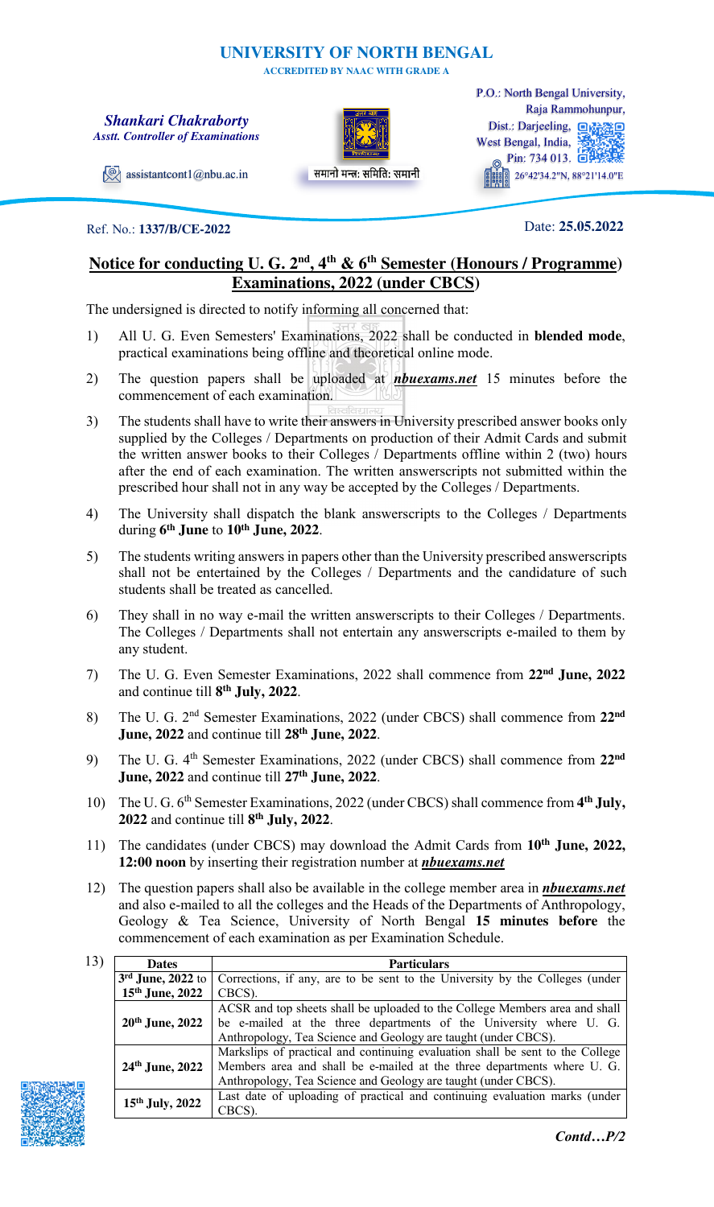# UNIVERSITY OF NORTH BENGAL

**ACCREDITED BY NAAC WITH GRADE A**

***Shankari Chakraborty***
*Asstt. Controller of Examinations*

assistantcont1@nbu.ac.in

समानो मन्त्रः समितिः समानी

P.O.: North Bengal University,
Raja Rammohunpur,
Dist.: Darjeeling,
West Bengal, India,
Pin: 734 013.
26°42'34.2"N, 88°21'14.0"E

Ref. No.: **1337/B/CE-2022**

Date: **25.05.2022**

## Notice for conducting U. G. 2nd, 4th & 6th Semester (Honours / Programme) Examinations, 2022 (under CBCS)

The undersigned is directed to notify informing all concerned that:

1) All U. G. Even Semesters' Examinations, 2022 shall be conducted in **blended mode**, practical examinations being offline and theoretical online mode.

2) The question papers shall be uploaded at ***nbuexams.net*** 15 minutes before the commencement of each examination.

3) The students shall have to write their answers in University prescribed answer books only supplied by the Colleges / Departments on production of their Admit Cards and submit the written answer books to their Colleges / Departments offline within 2 (two) hours after the end of each examination. The written answerscripts not submitted within the prescribed hour shall not in any way be accepted by the Colleges / Departments.

4) The University shall dispatch the blank answerscripts to the Colleges / Departments during **6th June** to **10th June, 2022**.

5) The students writing answers in papers other than the University prescribed answerscripts shall not be entertained by the Colleges / Departments and the candidature of such students shall be treated as cancelled.

6) They shall in no way e-mail the written answerscripts to their Colleges / Departments. The Colleges / Departments shall not entertain any answerscripts e-mailed to them by any student.

7) The U. G. Even Semester Examinations, 2022 shall commence from **22nd June, 2022** and continue till **8th July, 2022**.

8) The U. G. 2nd Semester Examinations, 2022 (under CBCS) shall commence from **22nd June, 2022** and continue till **28th June, 2022**.

9) The U. G. 4th Semester Examinations, 2022 (under CBCS) shall commence from **22nd June, 2022** and continue till **27th June, 2022**.

10) The U. G. 6th Semester Examinations, 2022 (under CBCS) shall commence from **4th July, 2022** and continue till **8th July, 2022**.

11) The candidates (under CBCS) may download the Admit Cards from **10th June, 2022, 12:00 noon** by inserting their registration number at ***nbuexams.net***

12) The question papers shall also be available in the college member area in ***nbuexams.net*** and also e-mailed to all the colleges and the Heads of the Departments of Anthropology, Geology & Tea Science, University of North Bengal **15 minutes before** the commencement of each examination as per Examination Schedule.

13)

| Dates | Particulars |
|---|---|
| **3rd June, 2022** to **15th June, 2022** | Corrections, if any, are to be sent to the University by the Colleges (under CBCS). |
| **20th June, 2022** | ACSR and top sheets shall be uploaded to the College Members area and shall be e-mailed at the three departments of the University where U. G. Anthropology, Tea Science and Geology are taught (under CBCS). |
| **24th June, 2022** | Markslips of practical and continuing evaluation shall be sent to the College Members area and shall be e-mailed at the three departments where U. G. Anthropology, Tea Science and Geology are taught (under CBCS). |
| **15th July, 2022** | Last date of uploading of practical and continuing evaluation marks (under CBCS). |

*Contd…P/2*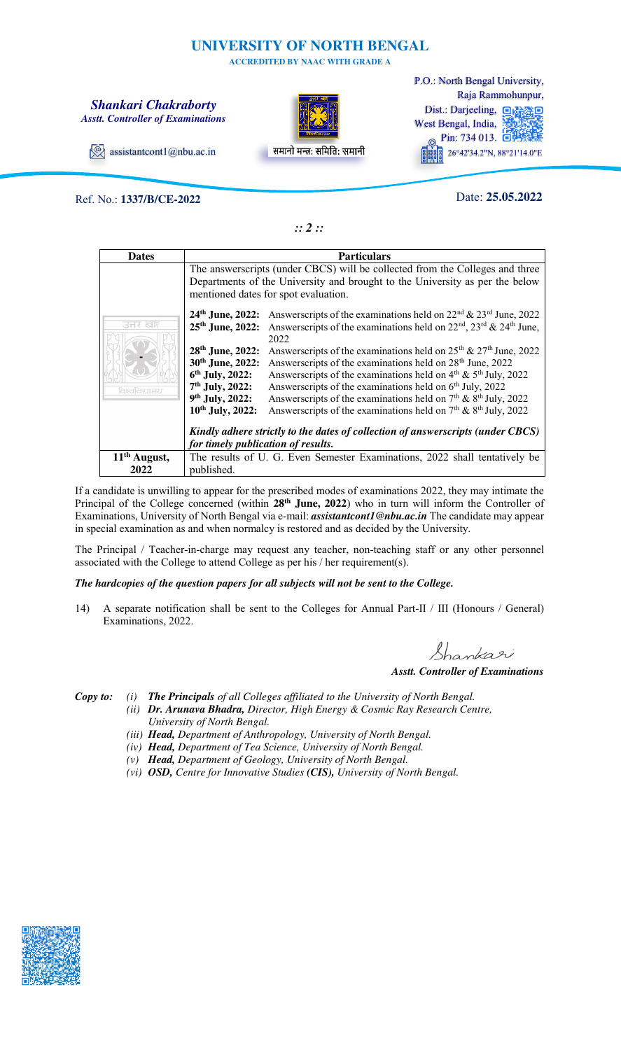# UNIVERSITY OF NORTH BENGAL

**ACCREDITED BY NAAC WITH GRADE A**

***Shankari Chakraborty***
***Asstt. Controller of Examinations***

assistantcont1@nbu.ac.in

समानो मन्त्रः समितिः समानी

P.O.: North Bengal University,
Raja Rammohunpur,
Dist.: Darjeeling,
West Bengal, India,
Pin: 734 013.
26°42'34.2"N, 88°21'14.0"E

Ref. No.: **1337/B/CE-2022**

Date: **25.05.2022**

*:: 2 ::*

| Dates | Particulars |
|---|---|
| | The answerscripts (under CBCS) will be collected from the Colleges and three Departments of the University and brought to the University as per the below mentioned dates for spot evaluation.<br><br>**24th June, 2022:** Answerscripts of the examinations held on 22nd & 23rd June, 2022<br>**25th June, 2022:** Answerscripts of the examinations held on 22nd, 23rd & 24th June, 2022<br>**28th June, 2022:** Answerscripts of the examinations held on 25th & 27th June, 2022<br>**30th June, 2022:** Answerscripts of the examinations held on 28th June, 2022<br>**6th July, 2022:** Answerscripts of the examinations held on 4th & 5th July, 2022<br>**7th July, 2022:** Answerscripts of the examinations held on 6th July, 2022<br>**9th July, 2022:** Answerscripts of the examinations held on 7th & 8th July, 2022<br>**10th July, 2022:** Answerscripts of the examinations held on 7th & 8th July, 2022<br><br>***Kindly adhere strictly to the dates of collection of answerscripts (under CBCS) for timely publication of results.*** |
| **11th August, 2022** | The results of U. G. Even Semester Examinations, 2022 shall tentatively be published. |

If a candidate is unwilling to appear for the prescribed modes of examinations 2022, they may intimate the Principal of the College concerned (within **28th June, 2022**) who in turn will inform the Controller of Examinations, University of North Bengal via e-mail: ***assistantcont1@nbu.ac.in*** The candidate may appear in special examination as and when normalcy is restored and as decided by the University.

The Principal / Teacher-in-charge may request any teacher, non-teaching staff or any other personnel associated with the College to attend College as per his / her requirement(s).

***The hardcopies of the question papers for all subjects will not be sent to the College.***

14) A separate notification shall be sent to the Colleges for Annual Part-II / III (Honours / General) Examinations, 2022.

Shankari

***Asstt. Controller of Examinations***

***Copy to:***
- *(i)* ***The Principals*** *of all Colleges affiliated to the University of North Bengal.*
- *(ii)* ***Dr. Arunava Bhadra,*** *Director, High Energy & Cosmic Ray Research Centre, University of North Bengal.*
- *(iii)* ***Head,*** *Department of Anthropology, University of North Bengal.*
- *(iv)* ***Head,*** *Department of Tea Science, University of North Bengal.*
- *(v)* ***Head,*** *Department of Geology, University of North Bengal.*
- *(vi)* ***OSD,*** *Centre for Innovative Studies **(CIS),** University of North Bengal.*